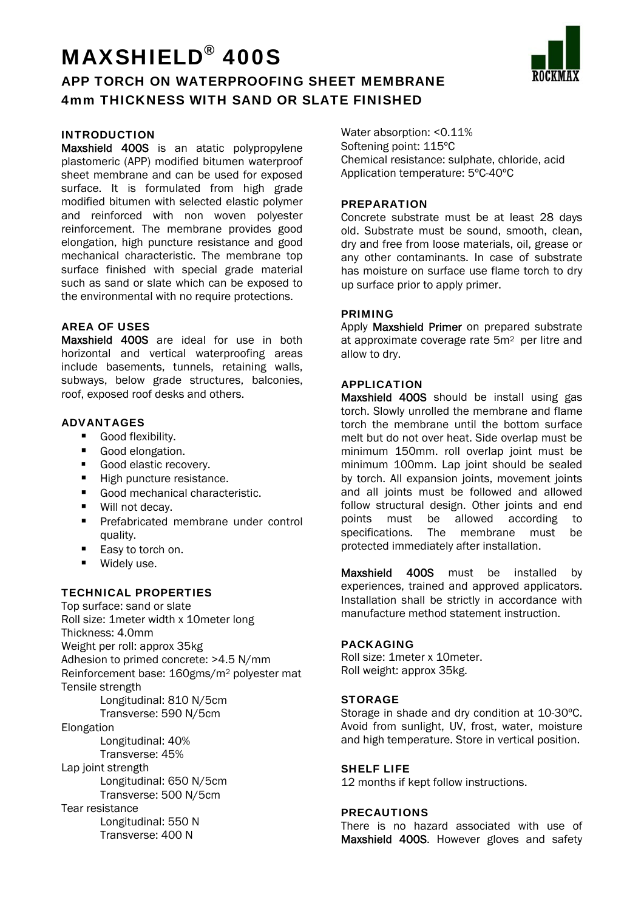# MAXSHIELD® 400S

## APP TORCH ON WATERPROOFING SHEET MEMBRANE 4mm THICKNESS WITH SAND OR SLATE FINISHED

ROCKMAX

### INTRODUCTION

**Maxshield 400S** is an atatic polypropylene plastomeric (APP) modified bitumen waterproof sheet membrane and can be used for exposed surface. It is formulated from high grade modified bitumen with selected elastic polymer and reinforced with non woven polyester reinforcement. The membrane provides good elongation, high puncture resistance and good mechanical characteristic. The membrane top surface finished with special grade material such as sand or slate which can be exposed to the environmental with no require protections.

### AREA OF USES

**Maxshield 400S** are ideal for use in both horizontal and vertical waterproofing areas include basements, tunnels, retaining walls, subways, below grade structures, balconies, roof, exposed roof desks and others.

### ADVANTAGES

- Good flexibility.
- Good elongation.
- Good elastic recovery.
- High puncture resistance.
- Good mechanical characteristic.
- Will not decay.
- Prefabricated membrane under control quality.
- Easy to torch on.
- Widely use.

### TECHNICAL PROPERTIES

Top surface: sand or slate
Roll size: 1meter width x 10meter long
Thickness: 4.0mm
Weight per roll: approx 35kg
Adhesion to primed concrete: >4.5 N/mm
Reinforcement base: 160gms/m² polyester mat
Tensile strength
  Longitudinal: 810 N/5cm
  Transverse: 590 N/5cm
Elongation
  Longitudinal: 40%
  Transverse: 45%
Lap joint strength
  Longitudinal: 650 N/5cm
  Transverse: 500 N/5cm
Tear resistance
  Longitudinal: 550 N
  Transverse: 400 N
Water absorption: <0.11%
Softening point: 115ºC
Chemical resistance: sulphate, chloride, acid
Application temperature: 5ºC-40ºC

### PREPARATION

Concrete substrate must be at least 28 days old. Substrate must be sound, smooth, clean, dry and free from loose materials, oil, grease or any other contaminants. In case of substrate has moisture on surface use flame torch to dry up surface prior to apply primer.

### PRIMING

Apply **Maxshield Primer** on prepared substrate at approximate coverage rate 5m² per litre and allow to dry.

### APPLICATION

**Maxshield 400S** should be install using gas torch. Slowly unrolled the membrane and flame torch the membrane until the bottom surface melt but do not over heat. Side overlap must be minimum 150mm. roll overlap joint must be minimum 100mm. Lap joint should be sealed by torch. All expansion joints, movement joints and all joints must be followed and allowed follow structural design. Other joints and end points must be allowed according to specifications. The membrane must be protected immediately after installation.

**Maxshield 400S** must be installed by experiences, trained and approved applicators. Installation shall be strictly in accordance with manufacture method statement instruction.

### PACKAGING

Roll size: 1meter x 10meter.
Roll weight: approx 35kg.

### STORAGE

Storage in shade and dry condition at 10-30ºC. Avoid from sunlight, UV, frost, water, moisture and high temperature. Store in vertical position.

### SHELF LIFE

12 months if kept follow instructions.

### PRECAUTIONS

There is no hazard associated with use of **Maxshield 400S**. However gloves and safety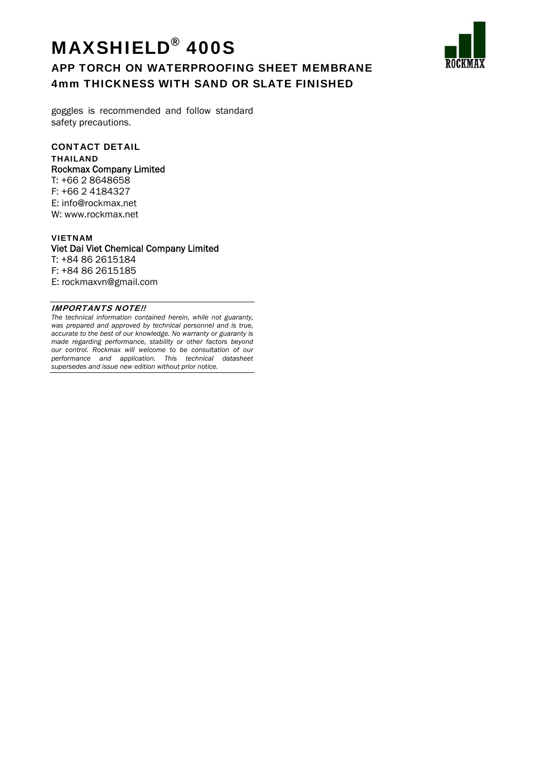goggles is recommended and follow standard safety precautions.

## CONTACT DETAIL

### THAILAND

Rockmax Company Limited
T: +66 2 8648658
F: +66 2 4184327
E: info@rockmax.net
W: www.rockmax.net

### VIETNAM

Viet Dai Viet Chemical Company Limited
T: +84 86 2615184
F: +84 86 2615185
E: rockmaxvn@gmail.com

***IMPORTANTS NOTE!!***

*The technical information contained herein, while not guaranty, was prepared and approved by technical personnel and is true, accurate to the best of our knowledge. No warranty or guaranty is made regarding performance, stability or other factors beyond our control. Rockmax will welcome to be consultation of our performance and application. This technical datasheet supersedes and issue new edition without prior notice.*